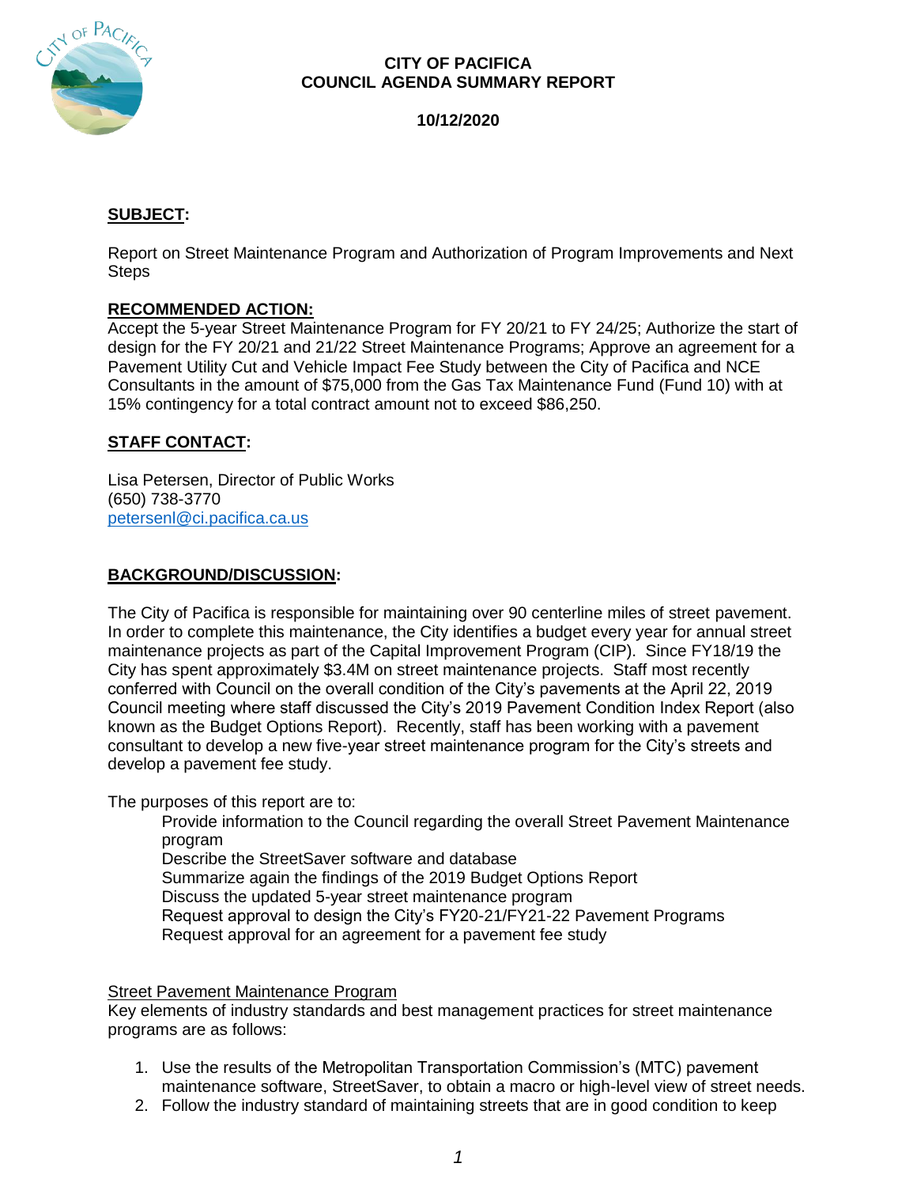**CITY OF PACIFICA**
**COUNCIL AGENDA SUMMARY REPORT**

**10/12/2020**

## SUBJECT:

Report on Street Maintenance Program and Authorization of Program Improvements and Next Steps

## RECOMMENDED ACTION:

Accept the 5-year Street Maintenance Program for FY 20/21 to FY 24/25; Authorize the start of design for the FY 20/21 and 21/22 Street Maintenance Programs; Approve an agreement for a Pavement Utility Cut and Vehicle Impact Fee Study between the City of Pacifica and NCE Consultants in the amount of $75,000 from the Gas Tax Maintenance Fund (Fund 10) with at 15% contingency for a total contract amount not to exceed $86,250.

## STAFF CONTACT:

Lisa Petersen, Director of Public Works
(650) 738-3770
petersenl@ci.pacifica.ca.us

## BACKGROUND/DISCUSSION:

The City of Pacifica is responsible for maintaining over 90 centerline miles of street pavement. In order to complete this maintenance, the City identifies a budget every year for annual street maintenance projects as part of the Capital Improvement Program (CIP). Since FY18/19 the City has spent approximately $3.4M on street maintenance projects. Staff most recently conferred with Council on the overall condition of the City's pavements at the April 22, 2019 Council meeting where staff discussed the City's 2019 Pavement Condition Index Report (also known as the Budget Options Report). Recently, staff has been working with a pavement consultant to develop a new five-year street maintenance program for the City's streets and develop a pavement fee study.

The purposes of this report are to:

- Provide information to the Council regarding the overall Street Pavement Maintenance program
- Describe the StreetSaver software and database
- Summarize again the findings of the 2019 Budget Options Report
- Discuss the updated 5-year street maintenance program
- Request approval to design the City's FY20-21/FY21-22 Pavement Programs
- Request approval for an agreement for a pavement fee study

Street Pavement Maintenance Program

Key elements of industry standards and best management practices for street maintenance programs are as follows:

1. Use the results of the Metropolitan Transportation Commission's (MTC) pavement maintenance software, StreetSaver, to obtain a macro or high-level view of street needs.
2. Follow the industry standard of maintaining streets that are in good condition to keep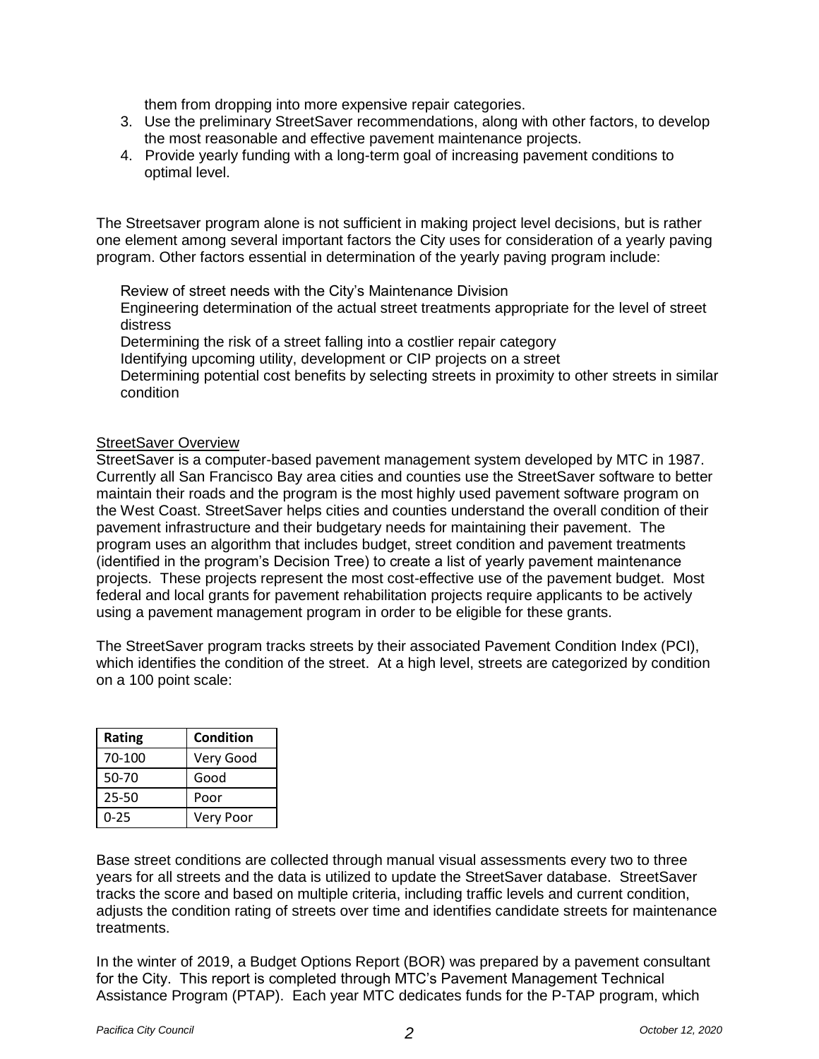them from dropping into more expensive repair categories.

3. Use the preliminary StreetSaver recommendations, along with other factors, to develop the most reasonable and effective pavement maintenance projects.
4. Provide yearly funding with a long-term goal of increasing pavement conditions to optimal level.

The Streetsaver program alone is not sufficient in making project level decisions, but is rather one element among several important factors the City uses for consideration of a yearly paving program. Other factors essential in determination of the yearly paving program include:

- Review of street needs with the City's Maintenance Division
- Engineering determination of the actual street treatments appropriate for the level of street distress
- Determining the risk of a street falling into a costlier repair category
- Identifying upcoming utility, development or CIP projects on a street
- Determining potential cost benefits by selecting streets in proximity to other streets in similar condition

<u>StreetSaver Overview</u>

StreetSaver is a computer-based pavement management system developed by MTC in 1987. Currently all San Francisco Bay area cities and counties use the StreetSaver software to better maintain their roads and the program is the most highly used pavement software program on the West Coast. StreetSaver helps cities and counties understand the overall condition of their pavement infrastructure and their budgetary needs for maintaining their pavement. The program uses an algorithm that includes budget, street condition and pavement treatments (identified in the program's Decision Tree) to create a list of yearly pavement maintenance projects. These projects represent the most cost-effective use of the pavement budget. Most federal and local grants for pavement rehabilitation projects require applicants to be actively using a pavement management program in order to be eligible for these grants.

The StreetSaver program tracks streets by their associated Pavement Condition Index (PCI), which identifies the condition of the street. At a high level, streets are categorized by condition on a 100 point scale:

| Rating | Condition |
|---|---|
| 70-100 | Very Good |
| 50-70 | Good |
| 25-50 | Poor |
| 0-25 | Very Poor |

Base street conditions are collected through manual visual assessments every two to three years for all streets and the data is utilized to update the StreetSaver database. StreetSaver tracks the score and based on multiple criteria, including traffic levels and current condition, adjusts the condition rating of streets over time and identifies candidate streets for maintenance treatments.

In the winter of 2019, a Budget Options Report (BOR) was prepared by a pavement consultant for the City. This report is completed through MTC's Pavement Management Technical Assistance Program (PTAP). Each year MTC dedicates funds for the P-TAP program, which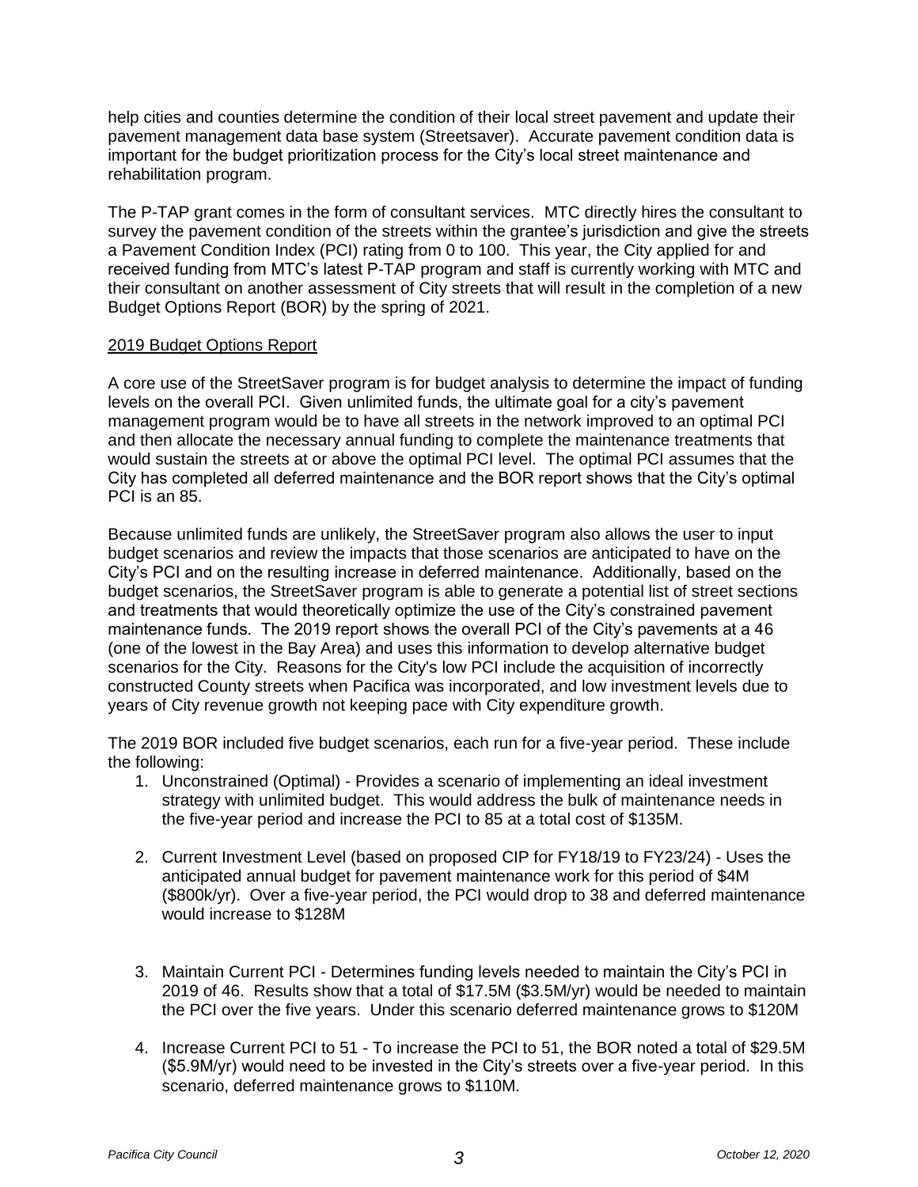help cities and counties determine the condition of their local street pavement and update their pavement management data base system (Streetsaver). Accurate pavement condition data is important for the budget prioritization process for the City's local street maintenance and rehabilitation program.

The P-TAP grant comes in the form of consultant services. MTC directly hires the consultant to survey the pavement condition of the streets within the grantee's jurisdiction and give the streets a Pavement Condition Index (PCI) rating from 0 to 100. This year, the City applied for and received funding from MTC's latest P-TAP program and staff is currently working with MTC and their consultant on another assessment of City streets that will result in the completion of a new Budget Options Report (BOR) by the spring of 2021.

2019 Budget Options Report

A core use of the StreetSaver program is for budget analysis to determine the impact of funding levels on the overall PCI. Given unlimited funds, the ultimate goal for a city's pavement management program would be to have all streets in the network improved to an optimal PCI and then allocate the necessary annual funding to complete the maintenance treatments that would sustain the streets at or above the optimal PCI level. The optimal PCI assumes that the City has completed all deferred maintenance and the BOR report shows that the City's optimal PCI is an 85.

Because unlimited funds are unlikely, the StreetSaver program also allows the user to input budget scenarios and review the impacts that those scenarios are anticipated to have on the City's PCI and on the resulting increase in deferred maintenance. Additionally, based on the budget scenarios, the StreetSaver program is able to generate a potential list of street sections and treatments that would theoretically optimize the use of the City's constrained pavement maintenance funds. The 2019 report shows the overall PCI of the City's pavements at a 46 (one of the lowest in the Bay Area) and uses this information to develop alternative budget scenarios for the City. Reasons for the City's low PCI include the acquisition of incorrectly constructed County streets when Pacifica was incorporated, and low investment levels due to years of City revenue growth not keeping pace with City expenditure growth.

The 2019 BOR included five budget scenarios, each run for a five-year period. These include the following:

1. Unconstrained (Optimal) - Provides a scenario of implementing an ideal investment strategy with unlimited budget. This would address the bulk of maintenance needs in the five-year period and increase the PCI to 85 at a total cost of $135M.

2. Current Investment Level (based on proposed CIP for FY18/19 to FY23/24) - Uses the anticipated annual budget for pavement maintenance work for this period of $4M ($800k/yr). Over a five-year period, the PCI would drop to 38 and deferred maintenance would increase to $128M

3. Maintain Current PCI - Determines funding levels needed to maintain the City's PCI in 2019 of 46. Results show that a total of $17.5M ($3.5M/yr) would be needed to maintain the PCI over the five years. Under this scenario deferred maintenance grows to $120M

4. Increase Current PCI to 51 - To increase the PCI to 51, the BOR noted a total of $29.5M ($5.9M/yr) would need to be invested in the City's streets over a five-year period. In this scenario, deferred maintenance grows to $110M.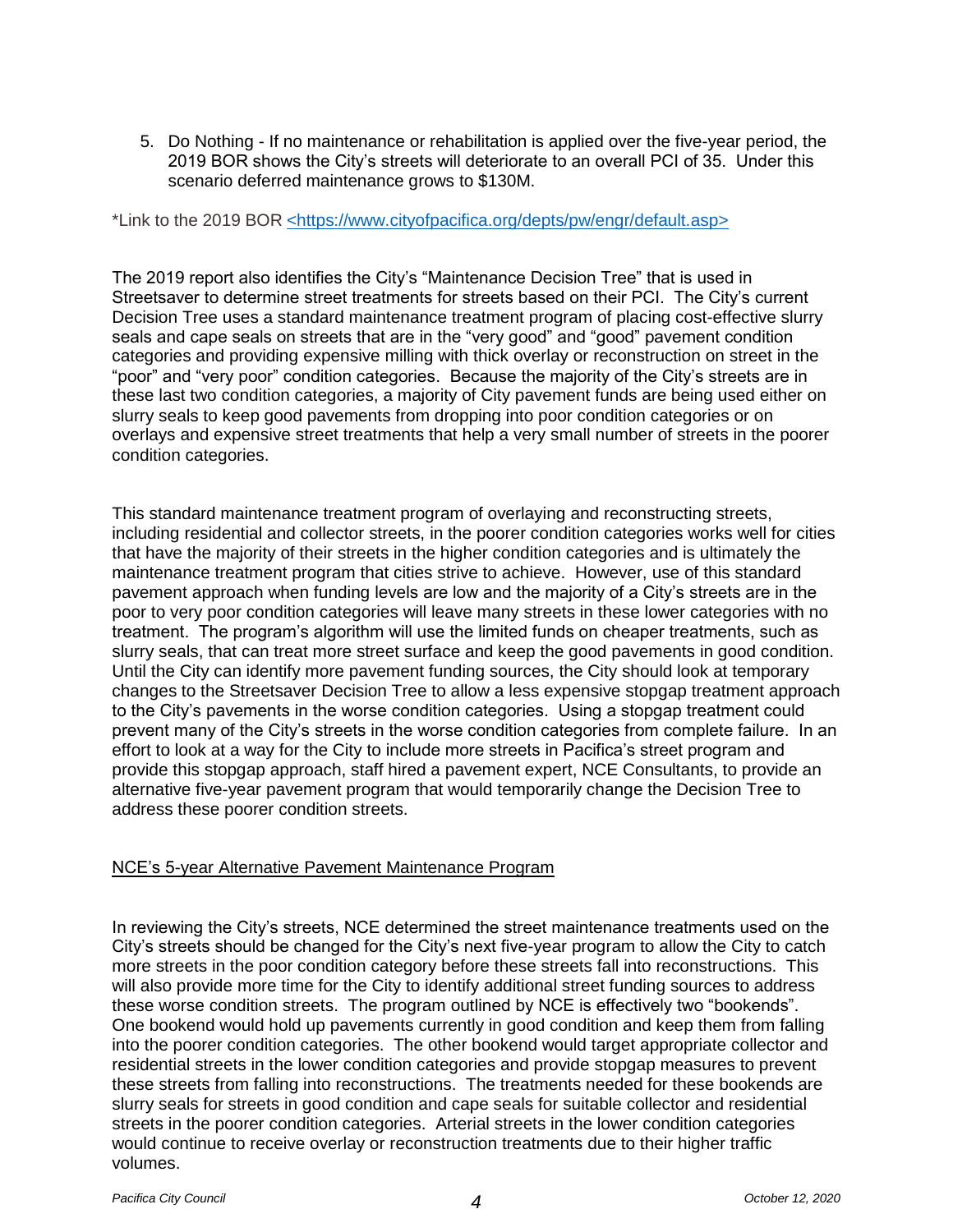5. Do Nothing - If no maintenance or rehabilitation is applied over the five-year period, the 2019 BOR shows the City's streets will deteriorate to an overall PCI of 35. Under this scenario deferred maintenance grows to $130M.

*Link to the 2019 BOR <https://www.cityofpacifica.org/depts/pw/engr/default.asp>

The 2019 report also identifies the City's "Maintenance Decision Tree" that is used in Streetsaver to determine street treatments for streets based on their PCI. The City's current Decision Tree uses a standard maintenance treatment program of placing cost-effective slurry seals and cape seals on streets that are in the "very good" and "good" pavement condition categories and providing expensive milling with thick overlay or reconstruction on street in the "poor" and "very poor" condition categories. Because the majority of the City's streets are in these last two condition categories, a majority of City pavement funds are being used either on slurry seals to keep good pavements from dropping into poor condition categories or on overlays and expensive street treatments that help a very small number of streets in the poorer condition categories.

This standard maintenance treatment program of overlaying and reconstructing streets, including residential and collector streets, in the poorer condition categories works well for cities that have the majority of their streets in the higher condition categories and is ultimately the maintenance treatment program that cities strive to achieve. However, use of this standard pavement approach when funding levels are low and the majority of a City's streets are in the poor to very poor condition categories will leave many streets in these lower categories with no treatment. The program's algorithm will use the limited funds on cheaper treatments, such as slurry seals, that can treat more street surface and keep the good pavements in good condition. Until the City can identify more pavement funding sources, the City should look at temporary changes to the Streetsaver Decision Tree to allow a less expensive stopgap treatment approach to the City's pavements in the worse condition categories. Using a stopgap treatment could prevent many of the City's streets in the worse condition categories from complete failure. In an effort to look at a way for the City to include more streets in Pacifica's street program and provide this stopgap approach, staff hired a pavement expert, NCE Consultants, to provide an alternative five-year pavement program that would temporarily change the Decision Tree to address these poorer condition streets.

NCE's 5-year Alternative Pavement Maintenance Program

In reviewing the City's streets, NCE determined the street maintenance treatments used on the City's streets should be changed for the City's next five-year program to allow the City to catch more streets in the poor condition category before these streets fall into reconstructions. This will also provide more time for the City to identify additional street funding sources to address these worse condition streets. The program outlined by NCE is effectively two "bookends". One bookend would hold up pavements currently in good condition and keep them from falling into the poorer condition categories. The other bookend would target appropriate collector and residential streets in the lower condition categories and provide stopgap measures to prevent these streets from falling into reconstructions. The treatments needed for these bookends are slurry seals for streets in good condition and cape seals for suitable collector and residential streets in the poorer condition categories. Arterial streets in the lower condition categories would continue to receive overlay or reconstruction treatments due to their higher traffic volumes.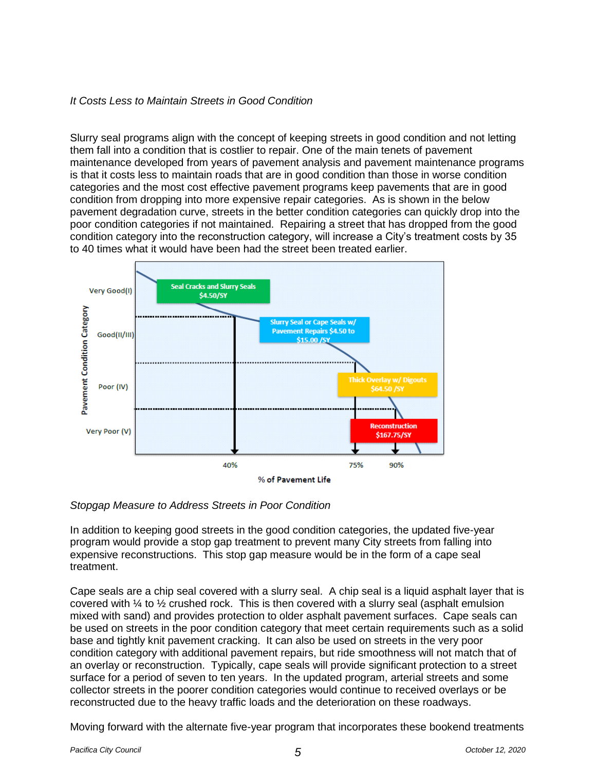*It Costs Less to Maintain Streets in Good Condition*

Slurry seal programs align with the concept of keeping streets in good condition and not letting them fall into a condition that is costlier to repair. One of the main tenets of pavement maintenance developed from years of pavement analysis and pavement maintenance programs is that it costs less to maintain roads that are in good condition than those in worse condition categories and the most cost effective pavement programs keep pavements that are in good condition from dropping into more expensive repair categories. As is shown in the below pavement degradation curve, streets in the better condition categories can quickly drop into the poor condition categories if not maintained. Repairing a street that has dropped from the good condition category into the reconstruction category, will increase a City's treatment costs by 35 to 40 times what it would have been had the street been treated earlier.

Pavement Condition Category

Very Good(I)

Good(II/III)

Poor (IV)

Very Poor (V)

Seal Cracks and Slurry Seals $4.50/SY

Slurry Seal or Cape Seals w/ Pavement Repairs $4.50 to $15.00 /SY

Thick Overlay w/ Digouts $64.50 /SY

Reconstruction $167.75/SY

40%

75%

90%

% of Pavement Life

*Stopgap Measure to Address Streets in Poor Condition*

In addition to keeping good streets in the good condition categories, the updated five-year program would provide a stop gap treatment to prevent many City streets from falling into expensive reconstructions. This stop gap measure would be in the form of a cape seal treatment.

Cape seals are a chip seal covered with a slurry seal. A chip seal is a liquid asphalt layer that is covered with ¼ to ½ crushed rock. This is then covered with a slurry seal (asphalt emulsion mixed with sand) and provides protection to older asphalt pavement surfaces. Cape seals can be used on streets in the poor condition category that meet certain requirements such as a solid base and tightly knit pavement cracking. It can also be used on streets in the very poor condition category with additional pavement repairs, but ride smoothness will not match that of an overlay or reconstruction. Typically, cape seals will provide significant protection to a street surface for a period of seven to ten years. In the updated program, arterial streets and some collector streets in the poorer condition categories would continue to received overlays or be reconstructed due to the heavy traffic loads and the deterioration on these roadways.

Moving forward with the alternate five-year program that incorporates these bookend treatments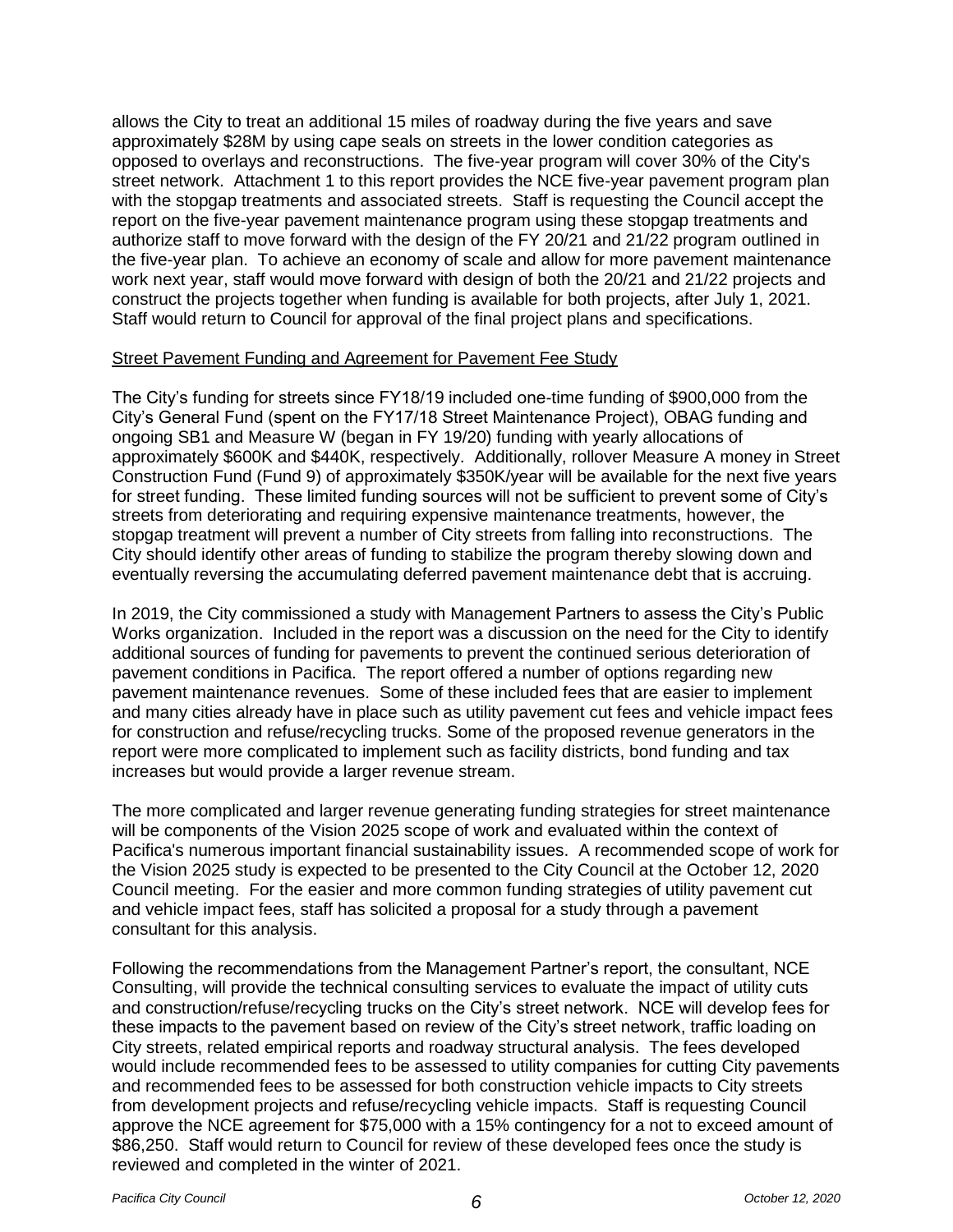allows the City to treat an additional 15 miles of roadway during the five years and save approximately $28M by using cape seals on streets in the lower condition categories as opposed to overlays and reconstructions. The five-year program will cover 30% of the City's street network. Attachment 1 to this report provides the NCE five-year pavement program plan with the stopgap treatments and associated streets. Staff is requesting the Council accept the report on the five-year pavement maintenance program using these stopgap treatments and authorize staff to move forward with the design of the FY 20/21 and 21/22 program outlined in the five-year plan. To achieve an economy of scale and allow for more pavement maintenance work next year, staff would move forward with design of both the 20/21 and 21/22 projects and construct the projects together when funding is available for both projects, after July 1, 2021. Staff would return to Council for approval of the final project plans and specifications.

Street Pavement Funding and Agreement for Pavement Fee Study

The City's funding for streets since FY18/19 included one-time funding of $900,000 from the City's General Fund (spent on the FY17/18 Street Maintenance Project), OBAG funding and ongoing SB1 and Measure W (began in FY 19/20) funding with yearly allocations of approximately $600K and $440K, respectively. Additionally, rollover Measure A money in Street Construction Fund (Fund 9) of approximately $350K/year will be available for the next five years for street funding. These limited funding sources will not be sufficient to prevent some of City's streets from deteriorating and requiring expensive maintenance treatments, however, the stopgap treatment will prevent a number of City streets from falling into reconstructions. The City should identify other areas of funding to stabilize the program thereby slowing down and eventually reversing the accumulating deferred pavement maintenance debt that is accruing.

In 2019, the City commissioned a study with Management Partners to assess the City's Public Works organization. Included in the report was a discussion on the need for the City to identify additional sources of funding for pavements to prevent the continued serious deterioration of pavement conditions in Pacifica. The report offered a number of options regarding new pavement maintenance revenues. Some of these included fees that are easier to implement and many cities already have in place such as utility pavement cut fees and vehicle impact fees for construction and refuse/recycling trucks. Some of the proposed revenue generators in the report were more complicated to implement such as facility districts, bond funding and tax increases but would provide a larger revenue stream.

The more complicated and larger revenue generating funding strategies for street maintenance will be components of the Vision 2025 scope of work and evaluated within the context of Pacifica's numerous important financial sustainability issues. A recommended scope of work for the Vision 2025 study is expected to be presented to the City Council at the October 12, 2020 Council meeting. For the easier and more common funding strategies of utility pavement cut and vehicle impact fees, staff has solicited a proposal for a study through a pavement consultant for this analysis.

Following the recommendations from the Management Partner's report, the consultant, NCE Consulting, will provide the technical consulting services to evaluate the impact of utility cuts and construction/refuse/recycling trucks on the City's street network. NCE will develop fees for these impacts to the pavement based on review of the City's street network, traffic loading on City streets, related empirical reports and roadway structural analysis. The fees developed would include recommended fees to be assessed to utility companies for cutting City pavements and recommended fees to be assessed for both construction vehicle impacts to City streets from development projects and refuse/recycling vehicle impacts. Staff is requesting Council approve the NCE agreement for $75,000 with a 15% contingency for a not to exceed amount of $86,250. Staff would return to Council for review of these developed fees once the study is reviewed and completed in the winter of 2021.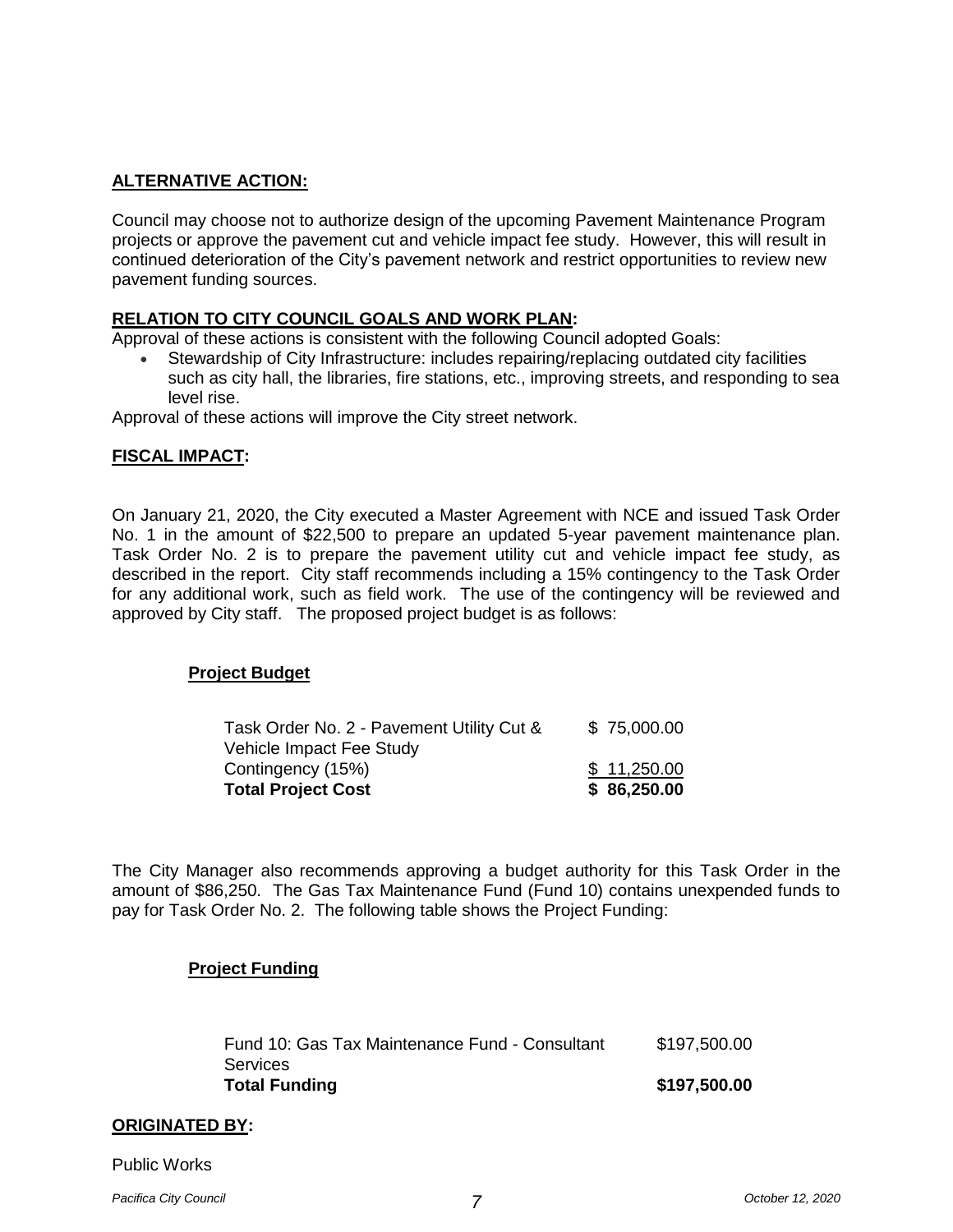## ALTERNATIVE ACTION:

Council may choose not to authorize design of the upcoming Pavement Maintenance Program projects or approve the pavement cut and vehicle impact fee study. However, this will result in continued deterioration of the City's pavement network and restrict opportunities to review new pavement funding sources.

## RELATION TO CITY COUNCIL GOALS AND WORK PLAN:

Approval of these actions is consistent with the following Council adopted Goals:

- Stewardship of City Infrastructure: includes repairing/replacing outdated city facilities such as city hall, the libraries, fire stations, etc., improving streets, and responding to sea level rise.

Approval of these actions will improve the City street network.

## FISCAL IMPACT:

On January 21, 2020, the City executed a Master Agreement with NCE and issued Task Order No. 1 in the amount of $22,500 to prepare an updated 5-year pavement maintenance plan. Task Order No. 2 is to prepare the pavement utility cut and vehicle impact fee study, as described in the report. City staff recommends including a 15% contingency to the Task Order for any additional work, such as field work. The use of the contingency will be reviewed and approved by City staff. The proposed project budget is as follows:

**Project Budget**

| | |
|---|---|
| Task Order No. 2 - Pavement Utility Cut & Vehicle Impact Fee Study | $ 75,000.00 |
| Contingency (15%) | $ 11,250.00 |
| **Total Project Cost** | **$ 86,250.00** |

The City Manager also recommends approving a budget authority for this Task Order in the amount of $86,250. The Gas Tax Maintenance Fund (Fund 10) contains unexpended funds to pay for Task Order No. 2. The following table shows the Project Funding:

**Project Funding**

| | |
|---|---|
| Fund 10: Gas Tax Maintenance Fund - Consultant Services | $197,500.00 |
| **Total Funding** | **$197,500.00** |

## ORIGINATED BY:

Public Works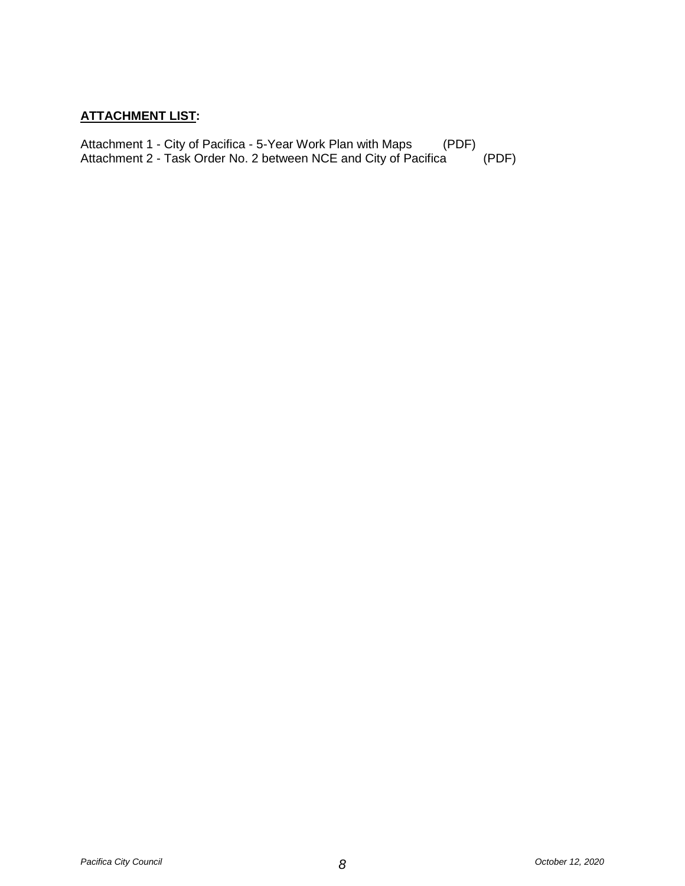**<u>ATTACHMENT LIST</u>:**

Attachment 1 - City of Pacifica - 5-Year Work Plan with Maps (PDF)
Attachment 2 - Task Order No. 2 between NCE and City of Pacifica (PDF)